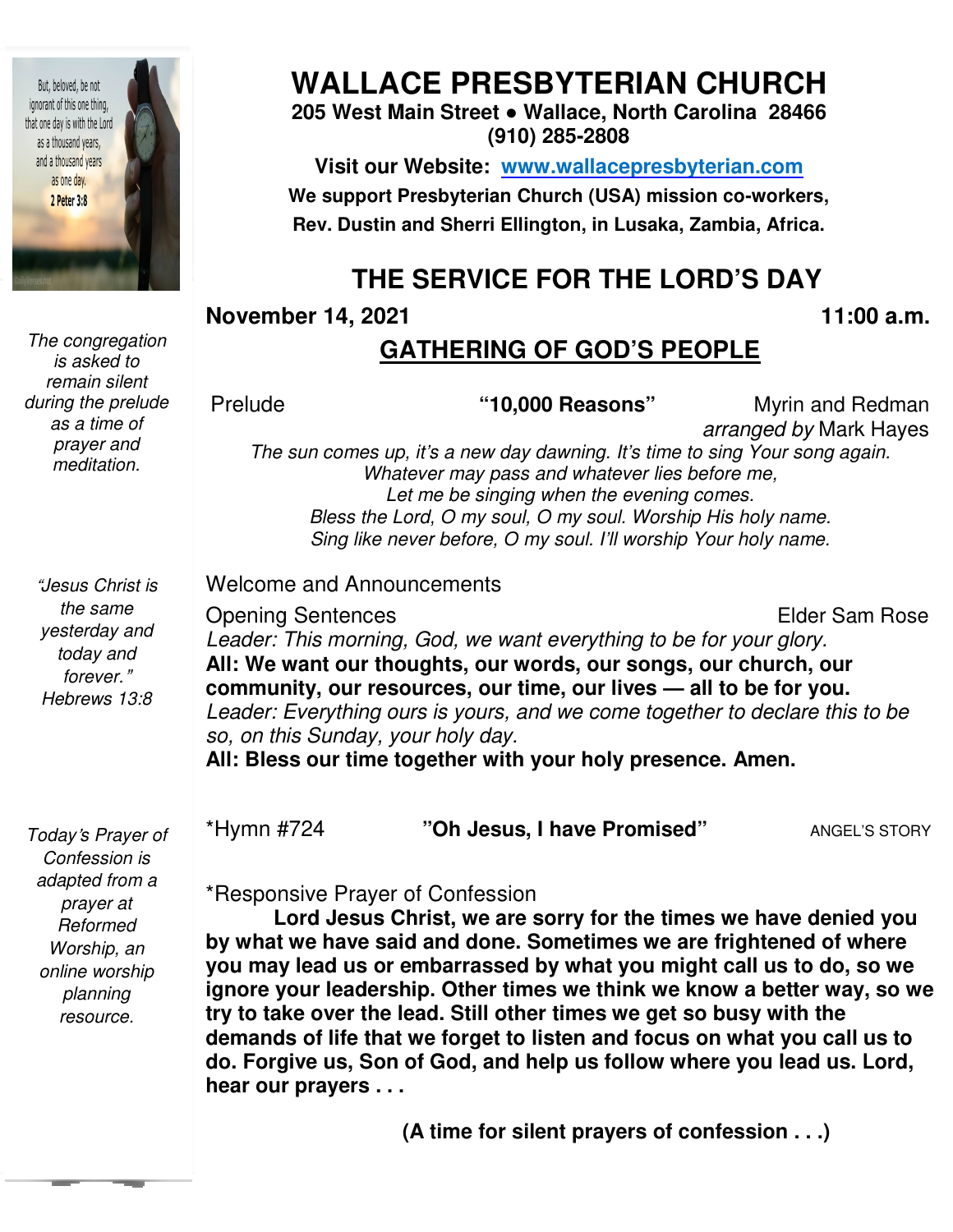But, beloved, be not ignorant of this one thing, that one day is with the Lord as a thousand years, and a thousand years as one day.
2 Peter 3:8

# WALLACE PRESBYTERIAN CHURCH

**205 West Main Street • Wallace, North Carolina 28466**
**(910) 285-2808**

**Visit our Website: www.wallacepresbyterian.com**

**We support Presbyterian Church (USA) mission co-workers, Rev. Dustin and Sherri Ellington, in Lusaka, Zambia, Africa.**

## THE SERVICE FOR THE LORD'S DAY

**November 14, 2021** **11:00 a.m.**

## GATHERING OF GOD'S PEOPLE

*The congregation is asked to remain silent during the prelude as a time of prayer and meditation.*

Prelude **"10,000 Reasons"** Myrin and Redman
*arranged by* Mark Hayes

*The sun comes up, it's a new day dawning. It's time to sing Your song again.*
*Whatever may pass and whatever lies before me,*
*Let me be singing when the evening comes.*
*Bless the Lord, O my soul, O my soul. Worship His holy name.*
*Sing like never before, O my soul. I'll worship Your holy name.*

*"Jesus Christ is the same yesterday and today and forever." Hebrews 13:8*

Welcome and Announcements

Opening Sentences Elder Sam Rose

*Leader: This morning, God, we want everything to be for your glory.*
**All: We want our thoughts, our words, our songs, our church, our community, our resources, our time, our lives — all to be for you.**
*Leader: Everything ours is yours, and we come together to declare this to be so, on this Sunday, your holy day.*
**All: Bless our time together with your holy presence. Amen.**

*Today's Prayer of Confession is adapted from a prayer at Reformed Worship, an online worship planning resource.*

*Hymn #724 **"Oh Jesus, I have Promised"** ANGEL'S STORY

*Responsive Prayer of Confession

**Lord Jesus Christ, we are sorry for the times we have denied you by what we have said and done. Sometimes we are frightened of where you may lead us or embarrassed by what you might call us to do, so we ignore your leadership. Other times we think we know a better way, so we try to take over the lead. Still other times we get so busy with the demands of life that we forget to listen and focus on what you call us to do. Forgive us, Son of God, and help us follow where you lead us. Lord, hear our prayers . . .**

**(A time for silent prayers of confession . . .)**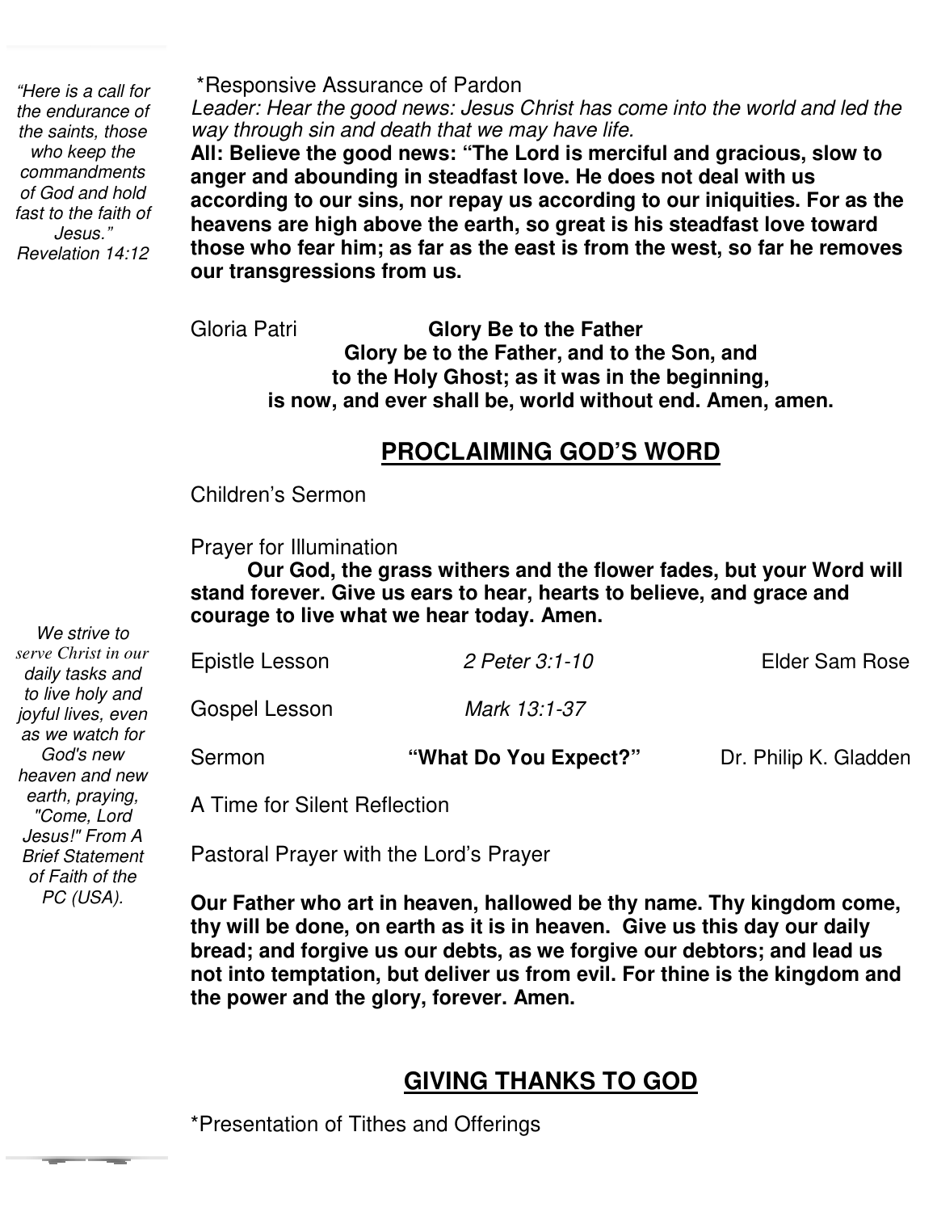*"Here is a call for the endurance of the saints, those who keep the commandments of God and hold fast to the faith of Jesus." Revelation 14:12*

*Responsive Assurance of Pardon

*Leader: Hear the good news: Jesus Christ has come into the world and led the way through sin and death that we may have life.*

**All: Believe the good news: "The Lord is merciful and gracious, slow to anger and abounding in steadfast love. He does not deal with us according to our sins, nor repay us according to our iniquities. For as the heavens are high above the earth, so great is his steadfast love toward those who fear him; as far as the east is from the west, so far he removes our transgressions from us.**

Gloria Patri **Glory Be to the Father**

**Glory be to the Father, and to the Son, and to the Holy Ghost; as it was in the beginning, is now, and ever shall be, world without end. Amen, amen.**

## PROCLAIMING GOD'S WORD

Children's Sermon

Prayer for Illumination

**Our God, the grass withers and the flower fades, but your Word will stand forever. Give us ears to hear, hearts to believe, and grace and courage to live what we hear today. Amen.**

*We strive to serve Christ in our daily tasks and to live holy and joyful lives, even as we watch for God's new heaven and new earth, praying, "Come, Lord Jesus!" From A Brief Statement of Faith of the PC (USA).*

Epistle Lesson *2 Peter 3:1-10* Elder Sam Rose

Gospel Lesson *Mark 13:1-37*

Sermon **"What Do You Expect?"** Dr. Philip K. Gladden

A Time for Silent Reflection

Pastoral Prayer with the Lord's Prayer

**Our Father who art in heaven, hallowed be thy name. Thy kingdom come, thy will be done, on earth as it is in heaven. Give us this day our daily bread; and forgive us our debts, as we forgive our debtors; and lead us not into temptation, but deliver us from evil. For thine is the kingdom and the power and the glory, forever. Amen.**

## GIVING THANKS TO GOD

*Presentation of Tithes and Offerings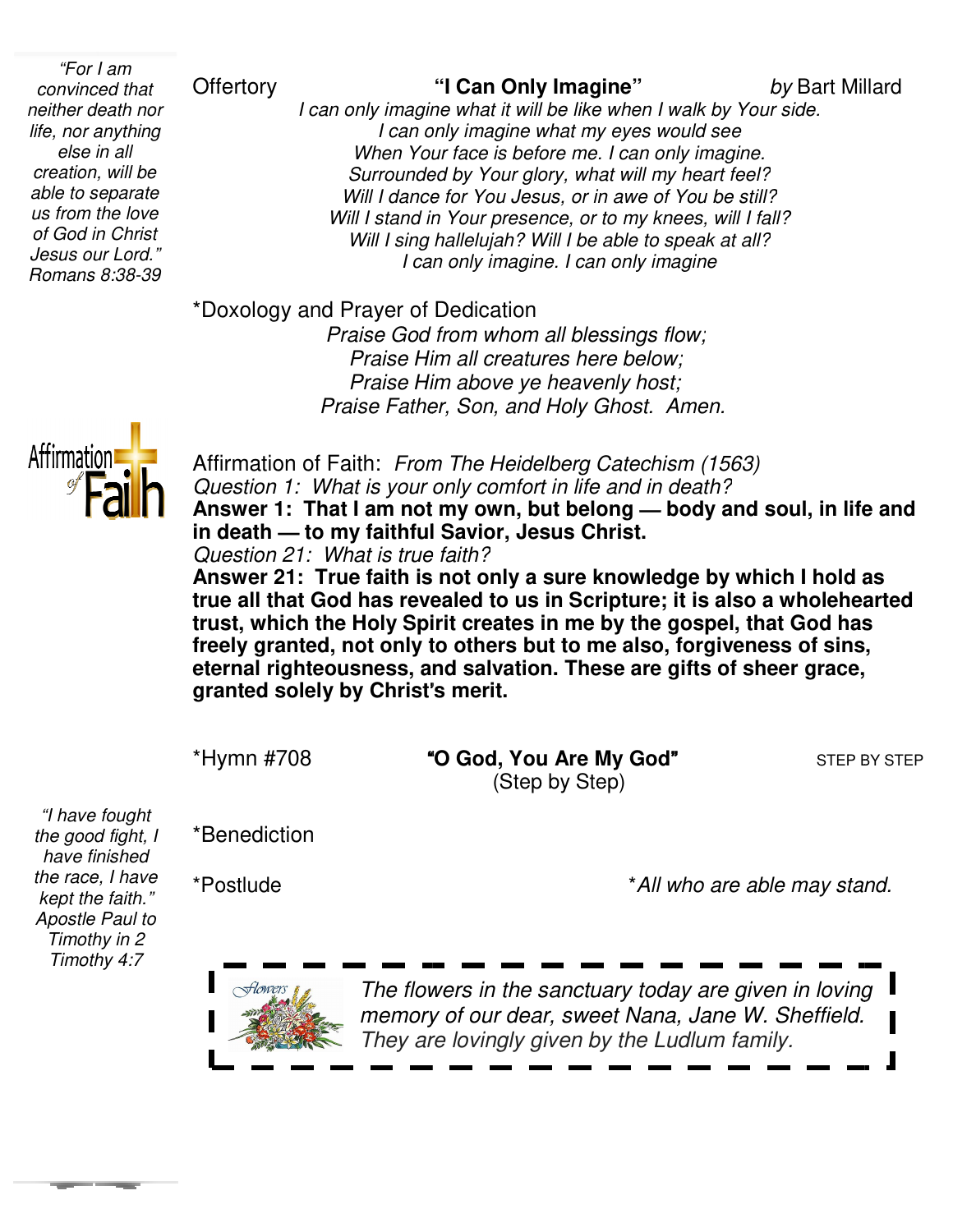*"For I am convinced that neither death nor life, nor anything else in all creation, will be able to separate us from the love of God in Christ Jesus our Lord." Romans 8:38-39*

Offertory **"I Can Only Imagine"** *by* Bart Millard

*I can only imagine what it will be like when I walk by Your side.*
*I can only imagine what my eyes would see*
*When Your face is before me. I can only imagine.*
*Surrounded by Your glory, what will my heart feel?*
*Will I dance for You Jesus, or in awe of You be still?*
*Will I stand in Your presence, or to my knees, will I fall?*
*Will I sing hallelujah? Will I be able to speak at all?*
*I can only imagine. I can only imagine*

*Doxology and Prayer of Dedication

*Praise God from whom all blessings flow;*
*Praise Him all creatures here below;*
*Praise Him above ye heavenly host;*
*Praise Father, Son, and Holy Ghost. Amen.*

Affirmation of Faith

Affirmation of Faith: *From The Heidelberg Catechism (1563)*

*Question 1: What is your only comfort in life and in death?*

**Answer 1: That I am not my own, but belong — body and soul, in life and in death — to my faithful Savior, Jesus Christ.**

*Question 21: What is true faith?*

**Answer 21: True faith is not only a sure knowledge by which I hold as true all that God has revealed to us in Scripture; it is also a wholehearted trust, which the Holy Spirit creates in me by the gospel, that God has freely granted, not only to others but to me also, forgiveness of sins, eternal righteousness, and salvation. These are gifts of sheer grace, granted solely by Christ's merit.**

*Hymn #708 **"O God, You Are My God"** (Step by Step) STEP BY STEP

*"I have fought the good fight, I have finished the race, I have kept the faith." Apostle Paul to Timothy in 2 Timothy 4:7*

*Benediction

*Postlude

*\*All who are able may stand.*

*The flowers in the sanctuary today are given in loving memory of our dear, sweet Nana, Jane W. Sheffield. They are lovingly given by the Ludlum family.*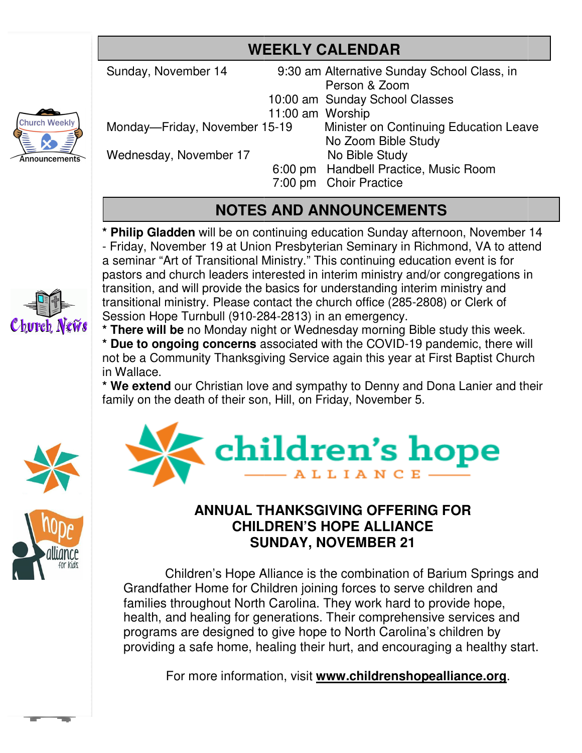## WEEKLY CALENDAR

| | | |
|---|---|---|
| Sunday, November 14 | 9:30 am | Alternative Sunday School Class, in Person & Zoom |
| | 10:00 am | Sunday School Classes |
| | 11:00 am | Worship |
| Monday—Friday, November 15-19 | | Minister on Continuing Education Leave |
| | | No Zoom Bible Study |
| Wednesday, November 17 | | No Bible Study |
| | 6:00 pm | Handbell Practice, Music Room |
| | 7:00 pm | Choir Practice |

## NOTES AND ANNOUNCEMENTS

* **Philip Gladden** will be on continuing education Sunday afternoon, November 14 - Friday, November 19 at Union Presbyterian Seminary in Richmond, VA to attend a seminar "Art of Transitional Ministry." This continuing education event is for pastors and church leaders interested in interim ministry and/or congregations in transition, and will provide the basics for understanding interim ministry and transitional ministry. Please contact the church office (285-2808) or Clerk of Session Hope Turnbull (910-284-2813) in an emergency.
* **There will be** no Monday night or Wednesday morning Bible study this week.
* **Due to ongoing concerns** associated with the COVID-19 pandemic, there will not be a Community Thanksgiving Service again this year at First Baptist Church in Wallace.
* **We extend** our Christian love and sympathy to Denny and Dona Lanier and their family on the death of their son, Hill, on Friday, November 5.

children's hope ALLIANCE

### ANNUAL THANKSGIVING OFFERING FOR CHILDREN'S HOPE ALLIANCE SUNDAY, NOVEMBER 21

Children's Hope Alliance is the combination of Barium Springs and Grandfather Home for Children joining forces to serve children and families throughout North Carolina. They work hard to provide hope, health, and healing for generations. Their comprehensive services and programs are designed to give hope to North Carolina's children by providing a safe home, healing their hurt, and encouraging a healthy start.

For more information, visit **www.childrenshopealliance.org**.